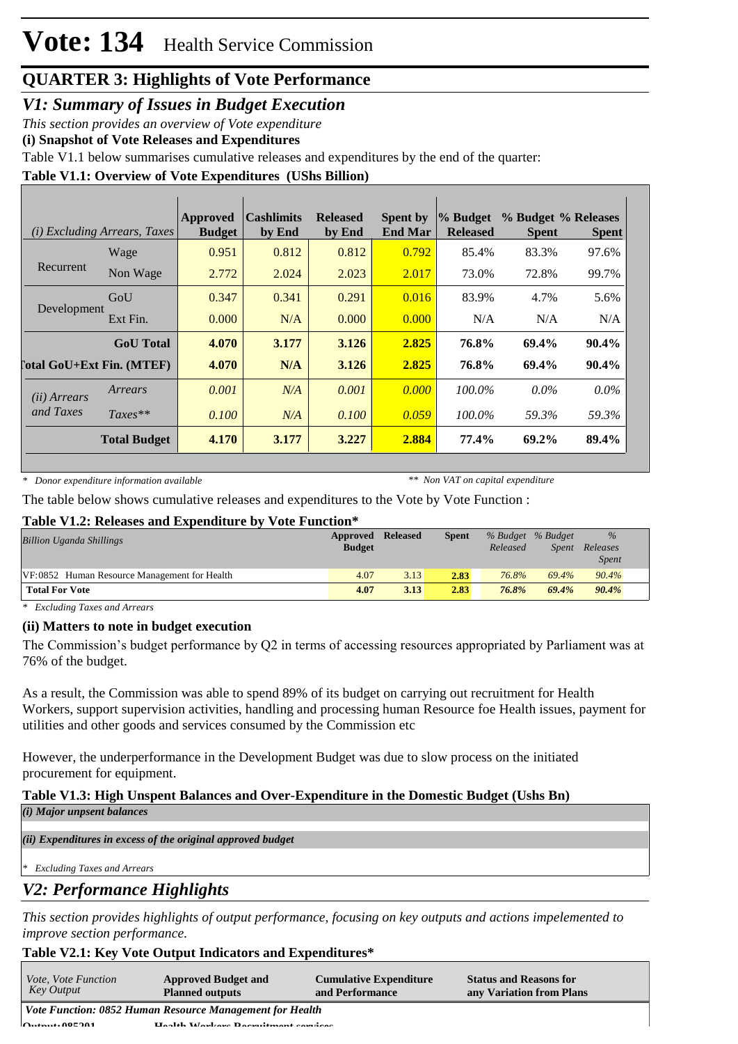# Vote: 134 Health Service Commission

## QUARTER 3: Highlights of Vote Performance

### *V1: Summary of Issues in Budget Execution*

*This section provides an overview of Vote expenditure*

**(i) Snapshot of Vote Releases and Expenditures**

Table V1.1 below summarises cumulative releases and expenditures by the end of the quarter:

**Table V1.1: Overview of Vote Expenditures (UShs Billion)**

| *(i) Excluding Arrears, Taxes* | | Approved Budget | Cashlimits by End | Released by End | Spent by End Mar | % Budget Released | % Budget Spent | % Releases Spent |
|---|---|---|---|---|---|---|---|---|
| Recurrent | Wage | 0.951 | 0.812 | 0.812 | 0.792 | 85.4% | 83.3% | 97.6% |
| | Non Wage | 2.772 | 2.024 | 2.023 | 2.017 | 73.0% | 72.8% | 99.7% |
| Development | GoU | 0.347 | 0.341 | 0.291 | 0.016 | 83.9% | 4.7% | 5.6% |
| | Ext Fin. | 0.000 | N/A | 0.000 | 0.000 | N/A | N/A | N/A |
| | **GoU Total** | **4.070** | **3.177** | **3.126** | **2.825** | **76.8%** | **69.4%** | **90.4%** |
| **Total GoU+Ext Fin. (MTEF)** | | **4.070** | **N/A** | **3.126** | **2.825** | **76.8%** | **69.4%** | **90.4%** |
| *(ii) Arrears and Taxes* | *Arrears* | *0.001* | *N/A* | *0.001* | *0.000* | *100.0%* | *0.0%* | *0.0%* |
| | *Taxes*** | *0.100* | *N/A* | *0.100* | *0.059* | *100.0%* | *59.3%* | *59.3%* |
| | **Total Budget** | **4.170** | **3.177** | **3.227** | **2.884** | **77.4%** | **69.2%** | **89.4%** |

*\* Donor expenditure information available* &nbsp;&nbsp;&nbsp; *\*\* Non VAT on capital expenditure*

The table below shows cumulative releases and expenditures to the Vote by Vote Function :

**Table V1.2: Releases and Expenditure by Vote Function\***

| *Billion Uganda Shillings* | Approved Budget | Released | Spent | *% Budget Released* | *% Budget Spent* | *% Releases Spent* |
|---|---|---|---|---|---|---|
| VF:0852 Human Resource Management for Health | 4.07 | 3.13 | **2.83** | *76.8%* | *69.4%* | *90.4%* |
| **Total For Vote** | **4.07** | **3.13** | **2.83** | ***76.8%*** | ***69.4%*** | ***90.4%*** |

*\* Excluding Taxes and Arrears*

**(ii) Matters to note in budget execution**

The Commission's budget performance by Q2 in terms of accessing resources appropriated by Parliament was at 76% of the budget.

As a result, the Commission was able to spend 89% of its budget on carrying out recruitment for Health Workers, support supervision activities, handling and processing human Resource foe Health issues, payment for utilities and other goods and services consumed by the Commission etc

However, the underperformance in the Development Budget was due to slow process on the initiated procurement for equipment.

**Table V1.3: High Unspent Balances and Over-Expenditure in the Domestic Budget (Ushs Bn)**

***(i) Major unpsent balances***

***(ii) Expenditures in excess of the original approved budget***

*\* Excluding Taxes and Arrears*

### *V2: Performance Highlights*

*This section provides highlights of output performance, focusing on key outputs and actions impelemented to improve section performance.*

**Table V2.1: Key Vote Output Indicators and Expenditures\***

| *Vote, Vote Function Key Output* | Approved Budget and Planned outputs | Cumulative Expenditure and Performance | Status and Reasons for any Variation from Plans |
|---|---|---|---|
| ***Vote Function: 0852 Human Resource Management for Health*** | | | |
| **Output: 085201** | **Health Workers Recruitment services** | | |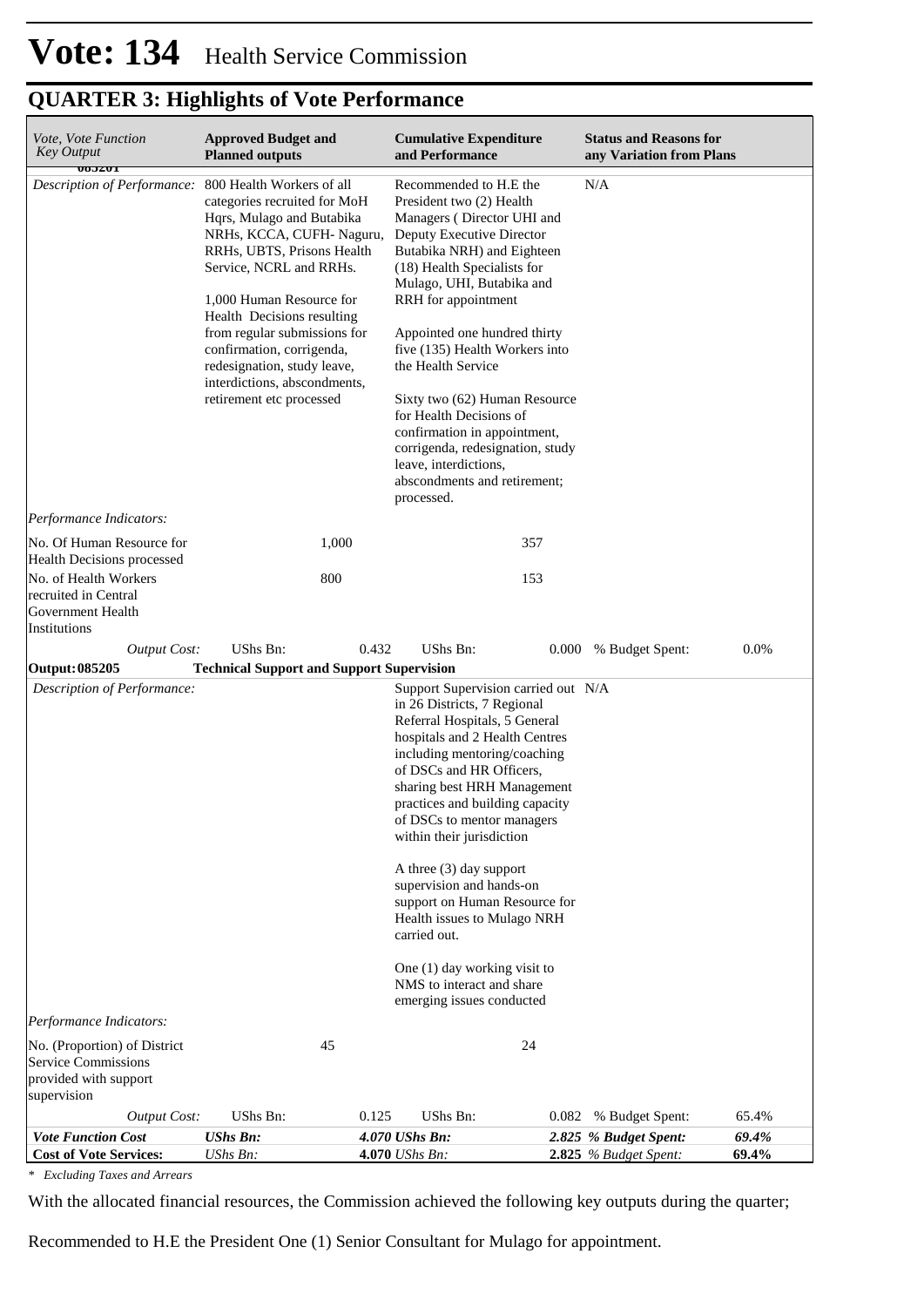# Vote: 134 Health Service Commission

## QUARTER 3: Highlights of Vote Performance

| *Vote, Vote Function Key Output* | **Approved Budget and Planned outputs** | | **Cumulative Expenditure and Performance** | | **Status and Reasons for any Variation from Plans** | |
|---|---|---|---|---|---|---|
| **085201** | | | | | | |
| *Description of Performance:* | 800 Health Workers of all categories recruited for MoH Hqrs, Mulago and Butabika NRHs, KCCA, CUFH- Naguru, RRHs, UBTS, Prisons Health Service, NCRL and RRHs.<br><br>1,000 Human Resource for Health Decisions resulting from regular submissions for confirmation, corrigenda, redesignation, study leave, interdictions, abscondments, retirement etc processed | | Recommended to H.E the President two (2) Health Managers ( Director UHI and Deputy Executive Director Butabika NRH) and Eighteen (18) Health Specialists for Mulago, UHI, Butabika and RRH for appointment<br><br>Appointed one hundred thirty five (135) Health Workers into the Health Service<br><br>Sixty two (62) Human Resource for Health Decisions of confirmation in appointment, corrigenda, redesignation, study leave, interdictions, abscondments and retirement; processed. | | N/A | |
| *Performance Indicators:* | | | | | | |
| No. Of Human Resource for Health Decisions processed | | 1,000 | | 357 | | |
| No. of Health Workers recruited in Central Government Health Institutions | | 800 | | 153 | | |
| *Output Cost:* | UShs Bn: | 0.432 | UShs Bn: | 0.000 | % Budget Spent: | 0.0% |
| **Output: 085205** | **Technical Support and Support Supervision** | | | | | |
| *Description of Performance:* | | | Support Supervision carried out in 26 Districts, 7 Regional Referral Hospitals, 5 General hospitals and 2 Health Centres including mentoring/coaching of DSCs and HR Officers, sharing best HRH Management practices and building capacity of DSCs to mentor managers within their jurisdiction<br><br>A three (3) day support supervision and hands-on support on Human Resource for Health issues to Mulago NRH carried out.<br><br>One (1) day working visit to NMS to interact and share emerging issues conducted | | N/A | |
| *Performance Indicators:* | | | | | | |
| No. (Proportion) of District Service Commissions provided with support supervision | | 45 | | 24 | | |
| *Output Cost:* | UShs Bn: | 0.125 | UShs Bn: | 0.082 | % Budget Spent: | 65.4% |
| ***Vote Function Cost*** | ***UShs Bn:*** | ***4.070*** | ***UShs Bn:*** | ***2.825*** | ***% Budget Spent:*** | ***69.4%*** |
| **Cost of Vote Services:** | *UShs Bn:* | **4.070** | *UShs Bn:* | **2.825** | *% Budget Spent:* | **69.4%** |

*\* Excluding Taxes and Arrears*

With the allocated financial resources, the Commission achieved the following key outputs during the quarter;

Recommended to H.E the President One (1) Senior Consultant for Mulago for appointment.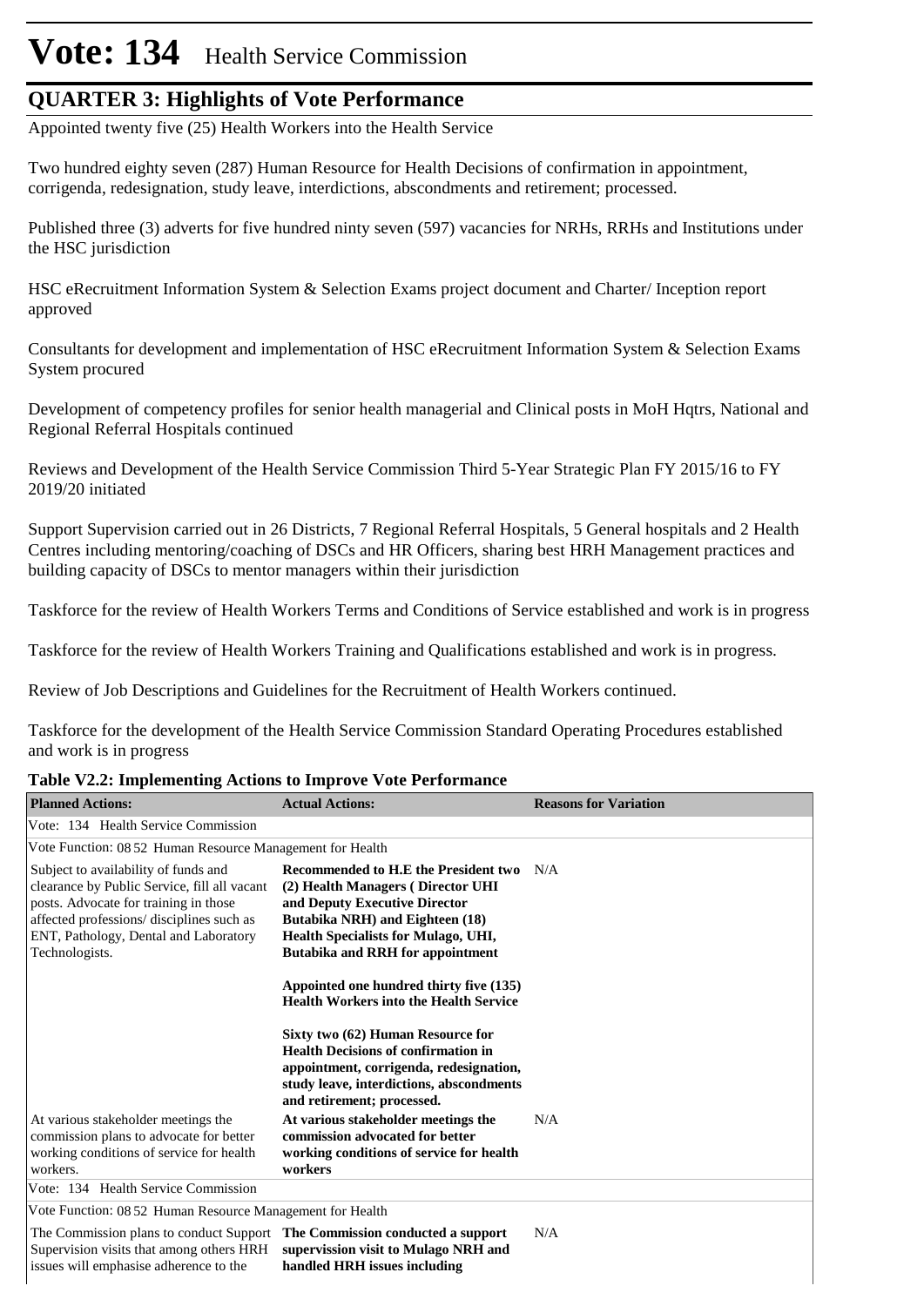# Vote: 134 Health Service Commission

## QUARTER 3: Highlights of Vote Performance

Appointed twenty five (25) Health Workers into the Health Service

Two hundred eighty seven (287) Human Resource for Health Decisions of confirmation in appointment, corrigenda, redesignation, study leave, interdictions, abscondments and retirement; processed.

Published three (3) adverts for five hundred ninty seven (597) vacancies for NRHs, RRHs and Institutions under the HSC jurisdiction

HSC eRecruitment Information System & Selection Exams project document and Charter/ Inception report approved

Consultants for development and implementation of HSC eRecruitment Information System & Selection Exams System procured

Development of competency profiles for senior health managerial and Clinical posts in MoH Hqtrs, National and Regional Referral Hospitals continued

Reviews and Development of the Health Service Commission Third 5-Year Strategic Plan FY 2015/16 to FY 2019/20 initiated

Support Supervision carried out in 26 Districts, 7 Regional Referral Hospitals, 5 General hospitals and 2 Health Centres including mentoring/coaching of DSCs and HR Officers, sharing best HRH Management practices and building capacity of DSCs to mentor managers within their jurisdiction

Taskforce for the review of Health Workers Terms and Conditions of Service established and work is in progress

Taskforce for the review of Health Workers Training and Qualifications established and work is in progress.

Review of Job Descriptions and Guidelines for the Recruitment of Health Workers continued.

Taskforce for the development of the Health Service Commission Standard Operating Procedures established and work is in progress

**Table V2.2: Implementing Actions to Improve Vote Performance**

| Planned Actions: | Actual Actions: | Reasons for Variation |
|---|---|---|
| Vote: 134 Health Service Commission | | |
| Vote Function: 08 52 Human Resource Management for Health | | |
| Subject to availability of funds and clearance by Public Service, fill all vacant posts. Advocate for training in those affected professions/ disciplines such as ENT, Pathology, Dental and Laboratory Technologists. | **Recommended to H.E the President two (2) Health Managers ( Director UHI and Deputy Executive Director Butabika NRH) and Eighteen (18) Health Specialists for Mulago, UHI, Butabika and RRH for appointment**<br><br>**Appointed one hundred thirty five (135) Health Workers into the Health Service**<br><br>**Sixty two (62) Human Resource for Health Decisions of confirmation in appointment, corrigenda, redesignation, study leave, interdictions, abscondments and retirement; processed.** | N/A |
| At various stakeholder meetings the commission plans to advocate for better working conditions of service for health workers. | **At various stakeholder meetings the commission advocated for better working conditions of service for health workers** | N/A |
| Vote: 134 Health Service Commission | | |
| Vote Function: 08 52 Human Resource Management for Health | | |
| The Commission plans to conduct Support Supervision visits that among others HRH issues will emphasise adherence to the | **The Commission conducted a support supervission visit to Mulago NRH and handled HRH issues including** | N/A |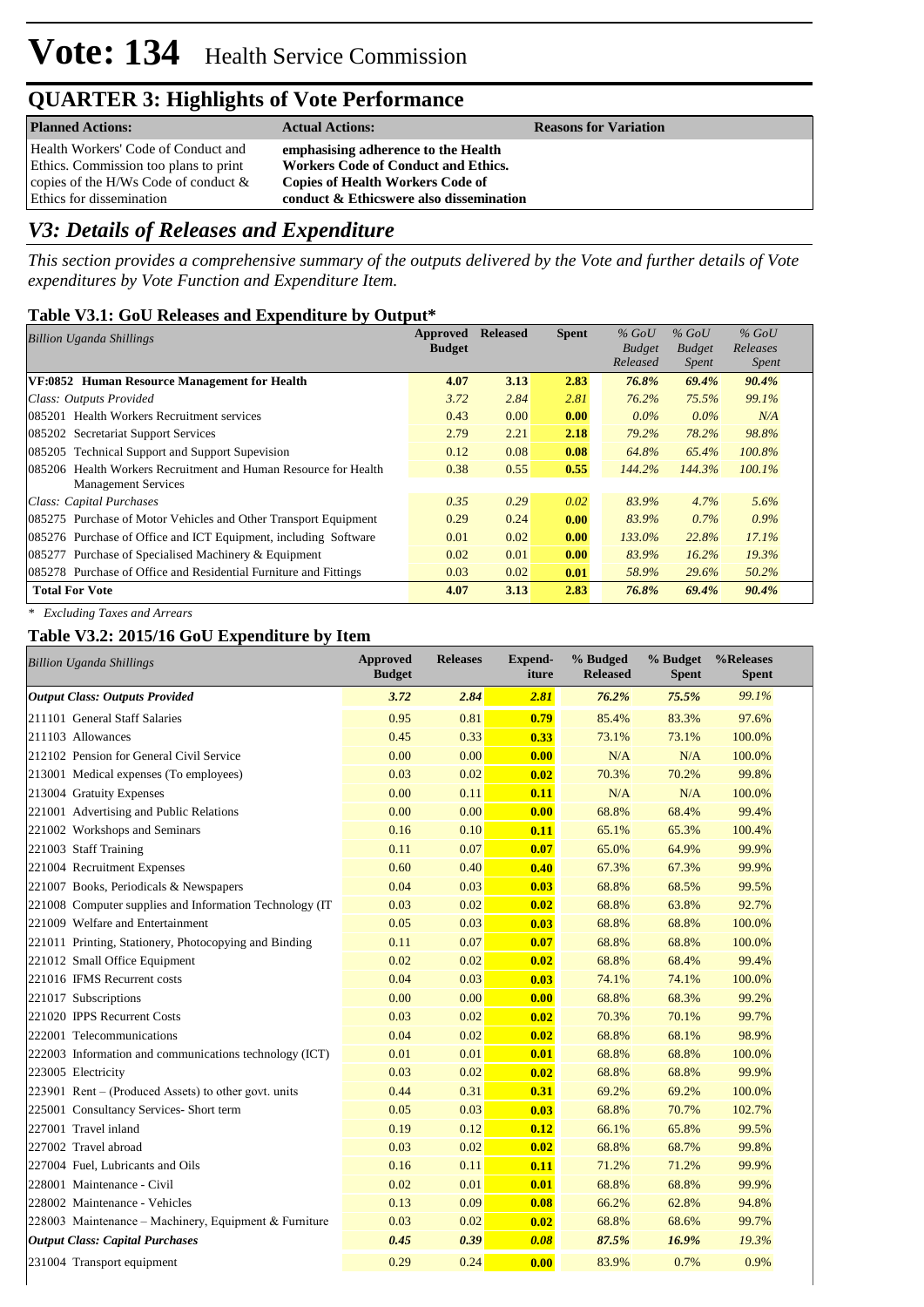# Vote: 134 Health Service Commission

## QUARTER 3: Highlights of Vote Performance

| Planned Actions: | Actual Actions: | Reasons for Variation |
|---|---|---|
| Health Workers' Code of Conduct and Ethics. Commission too plans to print copies of the H/Ws Code of conduct & Ethics for dissemination | **emphasising adherence to the Health Workers Code of Conduct and Ethics. Copies of Health Workers Code of conduct & Ethicswere also dissemination** | |

## *V3: Details of Releases and Expenditure*

*This section provides a comprehensive summary of the outputs delivered by the Vote and further details of Vote expenditures by Vote Function and Expenditure Item.*

### Table V3.1: GoU Releases and Expenditure by Output*

| *Billion Uganda Shillings* | Approved Budget | Released | Spent | *% GoU Budget Released* | *% GoU Budget Spent* | *% GoU Releases Spent* |
|---|---|---|---|---|---|---|
| **VF:0852 Human Resource Management for Health** | **4.07** | **3.13** | **2.83** | ***76.8%*** | ***69.4%*** | ***90.4%*** |
| *Class: Outputs Provided* | *3.72* | *2.84* | *2.81* | *76.2%* | *75.5%* | *99.1%* |
| 085201 Health Workers Recruitment services | 0.43 | 0.00 | **0.00** | *0.0%* | *0.0%* | *N/A* |
| 085202 Secretariat Support Services | 2.79 | 2.21 | **2.18** | *79.2%* | *78.2%* | *98.8%* |
| 085205 Technical Support and Support Supevision | 0.12 | 0.08 | **0.08** | *64.8%* | *65.4%* | *100.8%* |
| 085206 Health Workers Recruitment and Human Resource for Health Management Services | 0.38 | 0.55 | **0.55** | *144.2%* | *144.3%* | *100.1%* |
| *Class: Capital Purchases* | *0.35* | *0.29* | *0.02* | *83.9%* | *4.7%* | *5.6%* |
| 085275 Purchase of Motor Vehicles and Other Transport Equipment | 0.29 | 0.24 | **0.00** | *83.9%* | *0.7%* | *0.9%* |
| 085276 Purchase of Office and ICT Equipment, including Software | 0.01 | 0.02 | **0.00** | *133.0%* | *22.8%* | *17.1%* |
| 085277 Purchase of Specialised Machinery & Equipment | 0.02 | 0.01 | **0.00** | *83.9%* | *16.2%* | *19.3%* |
| 085278 Purchase of Office and Residential Furniture and Fittings | 0.03 | 0.02 | **0.01** | *58.9%* | *29.6%* | *50.2%* |
| **Total For Vote** | **4.07** | **3.13** | **2.83** | ***76.8%*** | ***69.4%*** | ***90.4%*** |

*\* Excluding Taxes and Arrears*

### Table V3.2: 2015/16 GoU Expenditure by Item

| *Billion Uganda Shillings* | Approved Budget | Releases | Expend-iture | % Budged Released | % Budget Spent | %Releases Spent |
|---|---|---|---|---|---|---|
| ***Output Class: Outputs Provided*** | ***3.72*** | ***2.84*** | ***2.81*** | ***76.2%*** | ***75.5%*** | *99.1%* |
| 211101 General Staff Salaries | 0.95 | 0.81 | **0.79** | 85.4% | 83.3% | 97.6% |
| 211103 Allowances | 0.45 | 0.33 | **0.33** | 73.1% | 73.1% | 100.0% |
| 212102 Pension for General Civil Service | 0.00 | 0.00 | **0.00** | N/A | N/A | 100.0% |
| 213001 Medical expenses (To employees) | 0.03 | 0.02 | **0.02** | 70.3% | 70.2% | 99.8% |
| 213004 Gratuity Expenses | 0.00 | 0.11 | **0.11** | N/A | N/A | 100.0% |
| 221001 Advertising and Public Relations | 0.00 | 0.00 | **0.00** | 68.8% | 68.4% | 99.4% |
| 221002 Workshops and Seminars | 0.16 | 0.10 | **0.11** | 65.1% | 65.3% | 100.4% |
| 221003 Staff Training | 0.11 | 0.07 | **0.07** | 65.0% | 64.9% | 99.9% |
| 221004 Recruitment Expenses | 0.60 | 0.40 | **0.40** | 67.3% | 67.3% | 99.9% |
| 221007 Books, Periodicals & Newspapers | 0.04 | 0.03 | **0.03** | 68.8% | 68.5% | 99.5% |
| 221008 Computer supplies and Information Technology (IT | 0.03 | 0.02 | **0.02** | 68.8% | 63.8% | 92.7% |
| 221009 Welfare and Entertainment | 0.05 | 0.03 | **0.03** | 68.8% | 68.8% | 100.0% |
| 221011 Printing, Stationery, Photocopying and Binding | 0.11 | 0.07 | **0.07** | 68.8% | 68.8% | 100.0% |
| 221012 Small Office Equipment | 0.02 | 0.02 | **0.02** | 68.8% | 68.4% | 99.4% |
| 221016 IFMS Recurrent costs | 0.04 | 0.03 | **0.03** | 74.1% | 74.1% | 100.0% |
| 221017 Subscriptions | 0.00 | 0.00 | **0.00** | 68.8% | 68.3% | 99.2% |
| 221020 IPPS Recurrent Costs | 0.03 | 0.02 | **0.02** | 70.3% | 70.1% | 99.7% |
| 222001 Telecommunications | 0.04 | 0.02 | **0.02** | 68.8% | 68.1% | 98.9% |
| 222003 Information and communications technology (ICT) | 0.01 | 0.01 | **0.01** | 68.8% | 68.8% | 100.0% |
| 223005 Electricity | 0.03 | 0.02 | **0.02** | 68.8% | 68.8% | 99.9% |
| 223901 Rent – (Produced Assets) to other govt. units | 0.44 | 0.31 | **0.31** | 69.2% | 69.2% | 100.0% |
| 225001 Consultancy Services- Short term | 0.05 | 0.03 | **0.03** | 68.8% | 70.7% | 102.7% |
| 227001 Travel inland | 0.19 | 0.12 | **0.12** | 66.1% | 65.8% | 99.5% |
| 227002 Travel abroad | 0.03 | 0.02 | **0.02** | 68.8% | 68.7% | 99.8% |
| 227004 Fuel, Lubricants and Oils | 0.16 | 0.11 | **0.11** | 71.2% | 71.2% | 99.9% |
| 228001 Maintenance - Civil | 0.02 | 0.01 | **0.01** | 68.8% | 68.8% | 99.9% |
| 228002 Maintenance - Vehicles | 0.13 | 0.09 | **0.08** | 66.2% | 62.8% | 94.8% |
| 228003 Maintenance – Machinery, Equipment & Furniture | 0.03 | 0.02 | **0.02** | 68.8% | 68.6% | 99.7% |
| ***Output Class: Capital Purchases*** | ***0.45*** | ***0.39*** | ***0.08*** | ***87.5%*** | ***16.9%*** | *19.3%* |
| 231004 Transport equipment | 0.29 | 0.24 | **0.00** | 83.9% | 0.7% | 0.9% |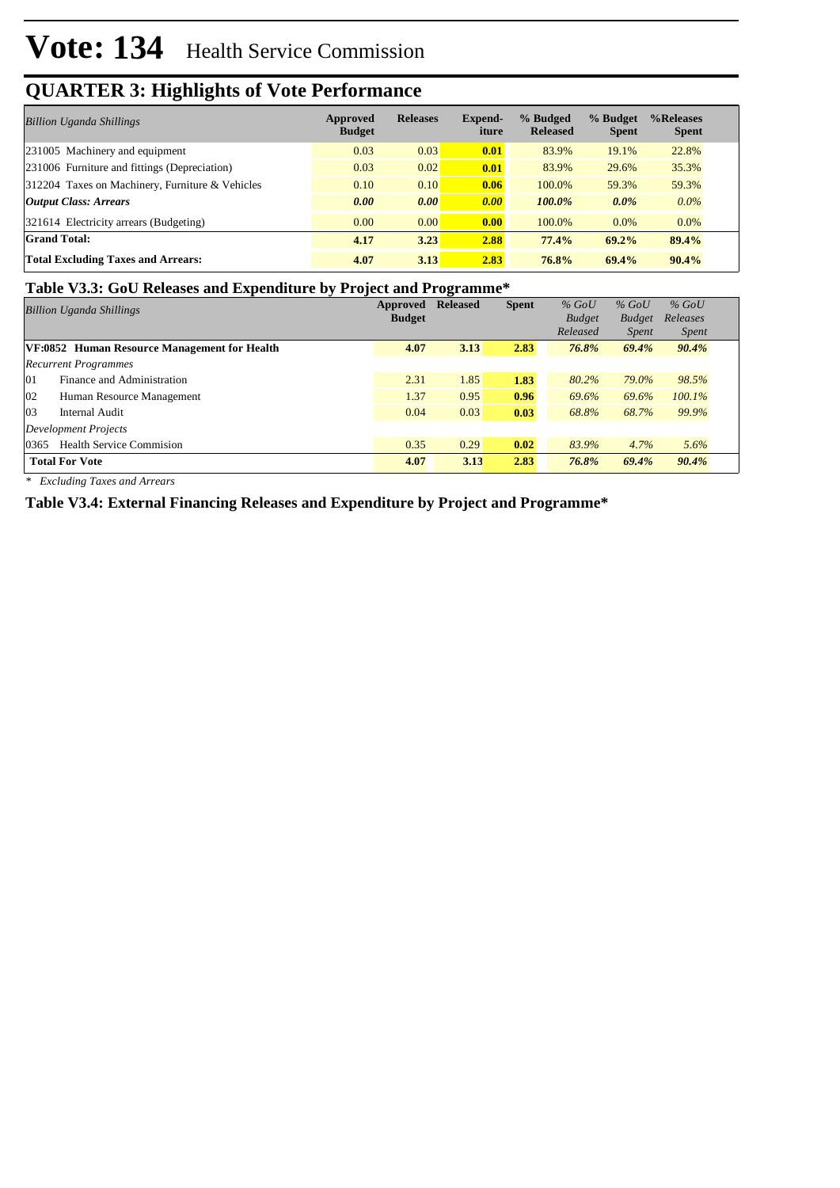# Vote: 134 Health Service Commission

## QUARTER 3: Highlights of Vote Performance

| *Billion Uganda Shillings* | Approved Budget | Releases | Expend-iture | % Budged Released | % Budget Spent | %Releases Spent |
|---|---|---|---|---|---|---|
| 231005 Machinery and equipment | 0.03 | 0.03 | **0.01** | 83.9% | 19.1% | 22.8% |
| 231006 Furniture and fittings (Depreciation) | 0.03 | 0.02 | **0.01** | 83.9% | 29.6% | 35.3% |
| 312204 Taxes on Machinery, Furniture & Vehicles | 0.10 | 0.10 | **0.06** | 100.0% | 59.3% | 59.3% |
| ***Output Class: Arrears*** | ***0.00*** | ***0.00*** | ***0.00*** | ***100.0%*** | ***0.0%*** | *0.0%* |
| 321614 Electricity arrears (Budgeting) | 0.00 | 0.00 | **0.00** | 100.0% | 0.0% | 0.0% |
| **Grand Total:** | **4.17** | **3.23** | **2.88** | **77.4%** | **69.2%** | **89.4%** |
| **Total Excluding Taxes and Arrears:** | **4.07** | **3.13** | **2.83** | **76.8%** | **69.4%** | **90.4%** |

### Table V3.3: GoU Releases and Expenditure by Project and Programme*

| *Billion Uganda Shillings* | Approved Budget | Released | Spent | *% GoU Budget Released* | *% GoU Budget Spent* | *% GoU Releases Spent* |
|---|---|---|---|---|---|---|
| **VF:0852 Human Resource Management for Health** | **4.07** | **3.13** | **2.83** | ***76.8%*** | ***69.4%*** | ***90.4%*** |
| *Recurrent Programmes* | | | | | | |
| 01 Finance and Administration | 2.31 | 1.85 | **1.83** | *80.2%* | *79.0%* | *98.5%* |
| 02 Human Resource Management | 1.37 | 0.95 | **0.96** | *69.6%* | *69.6%* | *100.1%* |
| 03 Internal Audit | 0.04 | 0.03 | **0.03** | *68.8%* | *68.7%* | *99.9%* |
| *Development Projects* | | | | | | |
| 0365 Health Service Commision | 0.35 | 0.29 | **0.02** | *83.9%* | *4.7%* | *5.6%* |
| **Total For Vote** | **4.07** | **3.13** | **2.83** | ***76.8%*** | ***69.4%*** | ***90.4%*** |

\* *Excluding Taxes and Arrears*

### Table V3.4: External Financing Releases and Expenditure by Project and Programme*